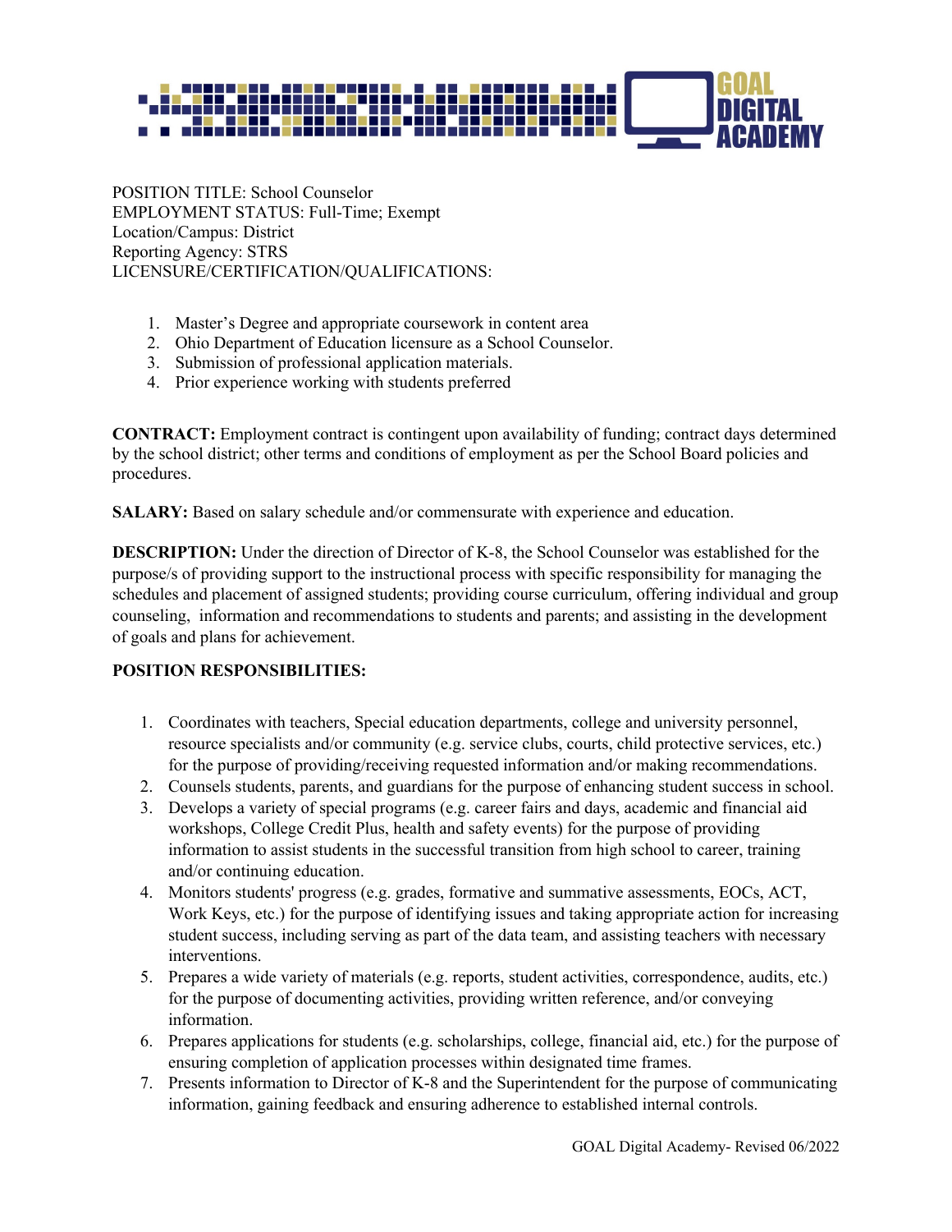POSITION TITLE: School Counselor
EMPLOYMENT STATUS: Full-Time; Exempt
Location/Campus: District
Reporting Agency: STRS
LICENSURE/CERTIFICATION/QUALIFICATIONS:

1. Master's Degree and appropriate coursework in content area
2. Ohio Department of Education licensure as a School Counselor.
3. Submission of professional application materials.
4. Prior experience working with students preferred

**CONTRACT:** Employment contract is contingent upon availability of funding; contract days determined by the school district; other terms and conditions of employment as per the School Board policies and procedures.

**SALARY:** Based on salary schedule and/or commensurate with experience and education.

**DESCRIPTION:** Under the direction of Director of K-8, the School Counselor was established for the purpose/s of providing support to the instructional process with specific responsibility for managing the schedules and placement of assigned students; providing course curriculum, offering individual and group counseling, information and recommendations to students and parents; and assisting in the development of goals and plans for achievement.

**POSITION RESPONSIBILITIES:**

1. Coordinates with teachers, Special education departments, college and university personnel, resource specialists and/or community (e.g. service clubs, courts, child protective services, etc.) for the purpose of providing/receiving requested information and/or making recommendations.
2. Counsels students, parents, and guardians for the purpose of enhancing student success in school.
3. Develops a variety of special programs (e.g. career fairs and days, academic and financial aid workshops, College Credit Plus, health and safety events) for the purpose of providing information to assist students in the successful transition from high school to career, training and/or continuing education.
4. Monitors students' progress (e.g. grades, formative and summative assessments, EOCs, ACT, Work Keys, etc.) for the purpose of identifying issues and taking appropriate action for increasing student success, including serving as part of the data team, and assisting teachers with necessary interventions.
5. Prepares a wide variety of materials (e.g. reports, student activities, correspondence, audits, etc.) for the purpose of documenting activities, providing written reference, and/or conveying information.
6. Prepares applications for students (e.g. scholarships, college, financial aid, etc.) for the purpose of ensuring completion of application processes within designated time frames.
7. Presents information to Director of K-8 and the Superintendent for the purpose of communicating information, gaining feedback and ensuring adherence to established internal controls.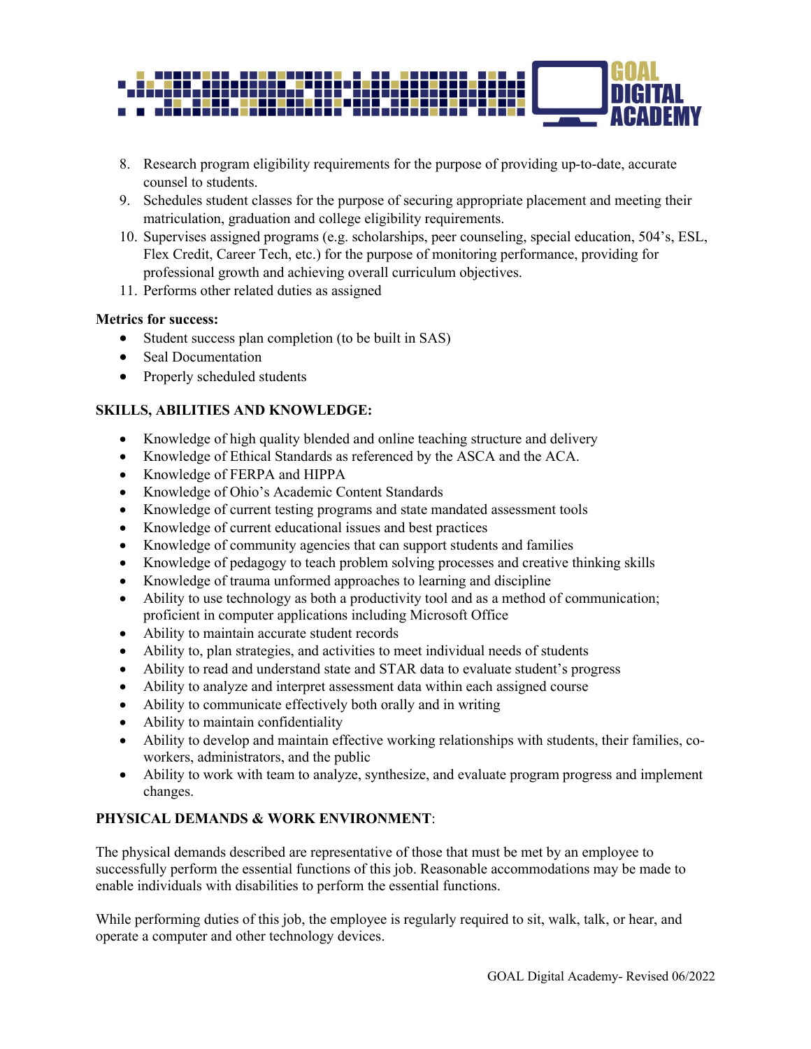8. Research program eligibility requirements for the purpose of providing up-to-date, accurate counsel to students.
9. Schedules student classes for the purpose of securing appropriate placement and meeting their matriculation, graduation and college eligibility requirements.
10. Supervises assigned programs (e.g. scholarships, peer counseling, special education, 504's, ESL, Flex Credit, Career Tech, etc.) for the purpose of monitoring performance, providing for professional growth and achieving overall curriculum objectives.
11. Performs other related duties as assigned

**Metrics for success:**

- Student success plan completion (to be built in SAS)
- Seal Documentation
- Properly scheduled students

**SKILLS, ABILITIES AND KNOWLEDGE:**

- Knowledge of high quality blended and online teaching structure and delivery
- Knowledge of Ethical Standards as referenced by the ASCA and the ACA.
- Knowledge of FERPA and HIPPA
- Knowledge of Ohio's Academic Content Standards
- Knowledge of current testing programs and state mandated assessment tools
- Knowledge of current educational issues and best practices
- Knowledge of community agencies that can support students and families
- Knowledge of pedagogy to teach problem solving processes and creative thinking skills
- Knowledge of trauma unformed approaches to learning and discipline
- Ability to use technology as both a productivity tool and as a method of communication; proficient in computer applications including Microsoft Office
- Ability to maintain accurate student records
- Ability to, plan strategies, and activities to meet individual needs of students
- Ability to read and understand state and STAR data to evaluate student's progress
- Ability to analyze and interpret assessment data within each assigned course
- Ability to communicate effectively both orally and in writing
- Ability to maintain confidentiality
- Ability to develop and maintain effective working relationships with students, their families, co-workers, administrators, and the public
- Ability to work with team to analyze, synthesize, and evaluate program progress and implement changes.

**PHYSICAL DEMANDS & WORK ENVIRONMENT**:

The physical demands described are representative of those that must be met by an employee to successfully perform the essential functions of this job. Reasonable accommodations may be made to enable individuals with disabilities to perform the essential functions.

While performing duties of this job, the employee is regularly required to sit, walk, talk, or hear, and operate a computer and other technology devices.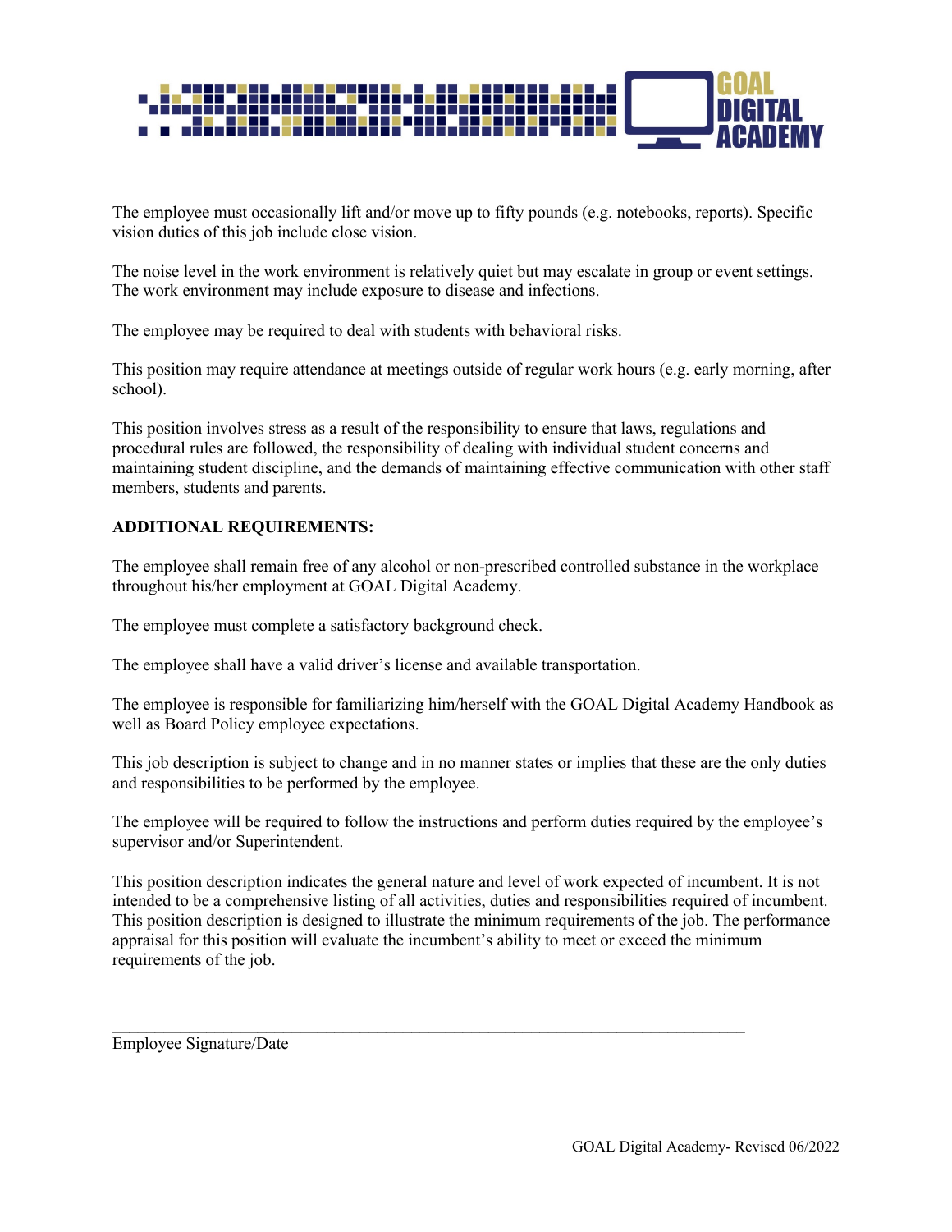The employee must occasionally lift and/or move up to fifty pounds (e.g. notebooks, reports). Specific vision duties of this job include close vision.

The noise level in the work environment is relatively quiet but may escalate in group or event settings. The work environment may include exposure to disease and infections.

The employee may be required to deal with students with behavioral risks.

This position may require attendance at meetings outside of regular work hours (e.g. early morning, after school).

This position involves stress as a result of the responsibility to ensure that laws, regulations and procedural rules are followed, the responsibility of dealing with individual student concerns and maintaining student discipline, and the demands of maintaining effective communication with other staff members, students and parents.

**ADDITIONAL REQUIREMENTS:**

The employee shall remain free of any alcohol or non-prescribed controlled substance in the workplace throughout his/her employment at GOAL Digital Academy.

The employee must complete a satisfactory background check.

The employee shall have a valid driver's license and available transportation.

The employee is responsible for familiarizing him/herself with the GOAL Digital Academy Handbook as well as Board Policy employee expectations.

This job description is subject to change and in no manner states or implies that these are the only duties and responsibilities to be performed by the employee.

The employee will be required to follow the instructions and perform duties required by the employee's supervisor and/or Superintendent.

This position description indicates the general nature and level of work expected of incumbent. It is not intended to be a comprehensive listing of all activities, duties and responsibilities required of incumbent. This position description is designed to illustrate the minimum requirements of the job. The performance appraisal for this position will evaluate the incumbent's ability to meet or exceed the minimum requirements of the job.

\_\_\_\_\_\_\_\_\_\_\_\_\_\_\_\_\_\_\_\_\_\_\_\_\_\_\_\_\_\_\_\_\_\_\_\_\_\_\_\_\_\_\_\_\_\_\_\_\_\_\_\_\_\_\_\_\_\_\_\_\_\_\_\_\_\_

Employee Signature/Date

GOAL Digital Academy- Revised 06/2022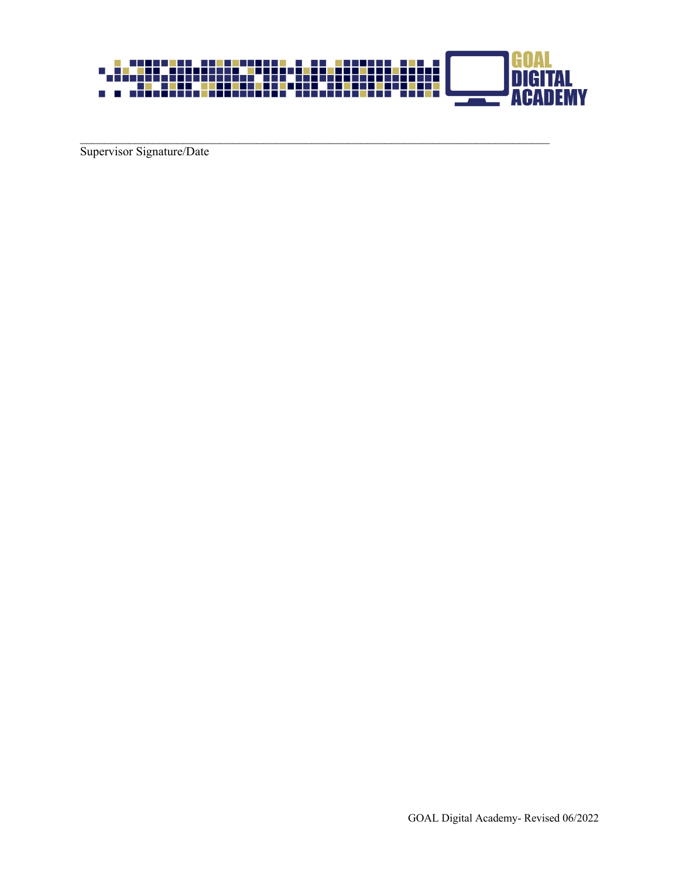\_\_\_\_\_\_\_\_\_\_\_\_\_\_\_\_\_\_\_\_\_\_\_\_\_\_\_\_\_\_\_\_\_\_\_\_\_\_\_\_\_\_\_\_\_\_\_\_\_\_\_\_\_\_\_\_\_\_\_\_\_\_\_\_\_\_\_\_\_\_\_\_\_\_\_\_

Supervisor Signature/Date